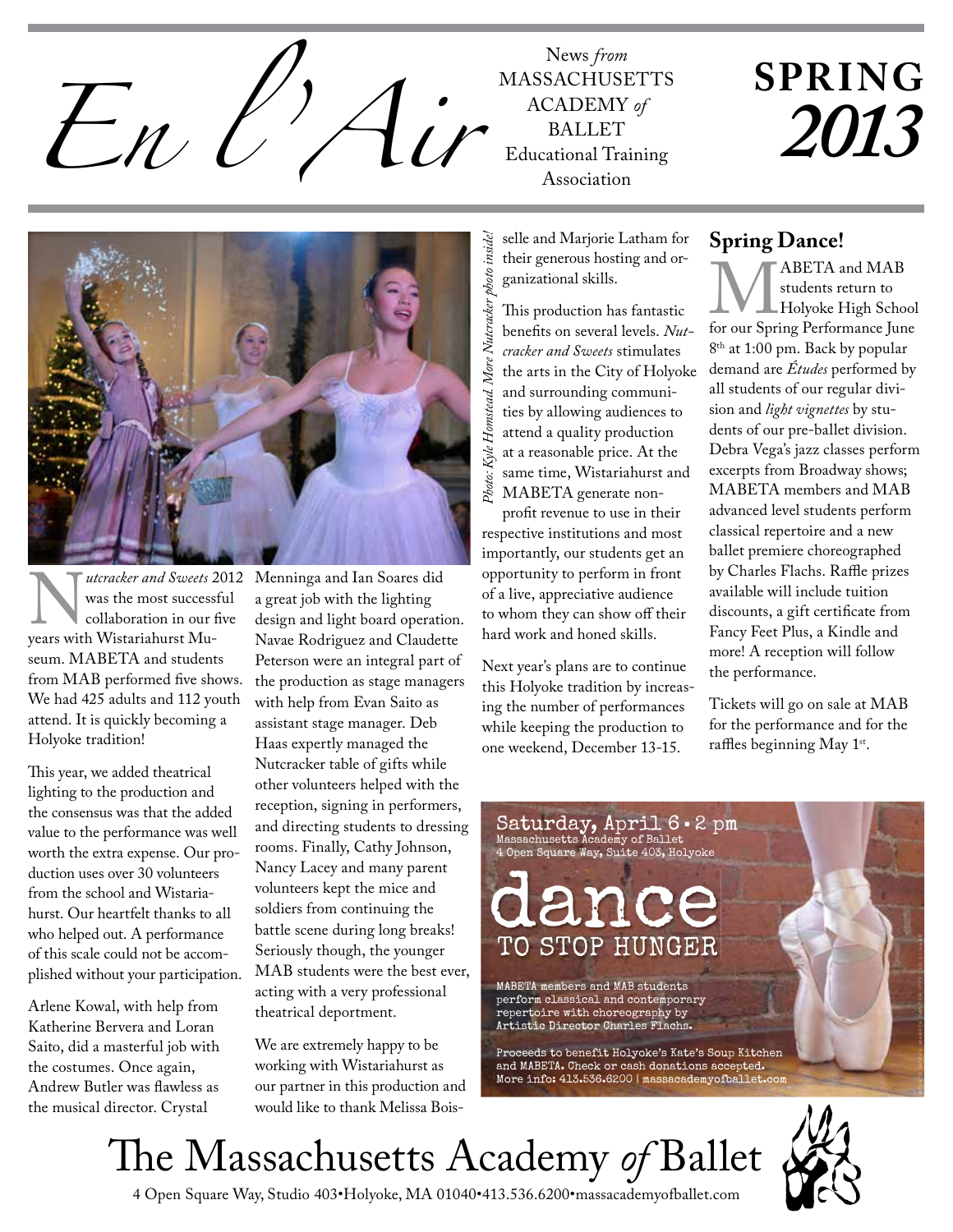# En l'Air

News *from* MASSACHUSETTS ACADEMY *of* BALLET Educational Training Association

**SPRING *2013***

*Photo: Kyle Homstead. More Nutcracker photo inside!*

*Nutcracker and Sweets* 2012 was the most successful collaboration in our five years with Wistariahurst Museum. MABETA and students from MAB performed five shows. We had 425 adults and 112 youth attend. It is quickly becoming a Holyoke tradition!

This year, we added theatrical lighting to the production and the consensus was that the added value to the performance was well worth the extra expense. Our production uses over 30 volunteers from the school and Wistariahurst. Our heartfelt thanks to all who helped out. A performance of this scale could not be accomplished without your participation.

Arlene Kowal, with help from Katherine Bervera and Loran Saito, did a masterful job with the costumes. Once again, Andrew Butler was flawless as the musical director. Crystal Menninga and Ian Soares did a great job with the lighting design and light board operation. Navae Rodriguez and Claudette Peterson were an integral part of the production as stage managers with help from Evan Saito as assistant stage manager. Deb Haas expertly managed the Nutcracker table of gifts while other volunteers helped with the reception, signing in performers, and directing students to dressing rooms. Finally, Cathy Johnson, Nancy Lacey and many parent volunteers kept the mice and soldiers from continuing the battle scene during long breaks! Seriously though, the younger MAB students were the best ever, acting with a very professional theatrical deportment.

We are extremely happy to be working with Wistariahurst as our partner in this production and would like to thank Melissa Boisselle and Marjorie Latham for their generous hosting and organizational skills.

This production has fantastic benefits on several levels. *Nutcracker and Sweets* stimulates the arts in the City of Holyoke and surrounding communities by allowing audiences to attend a quality production at a reasonable price. At the same time, Wistariahurst and MABETA generate non-profit revenue to use in their respective institutions and most importantly, our students get an opportunity to perform in front of a live, appreciative audience to whom they can show off their hard work and honed skills.

Next year's plans are to continue this Holyoke tradition by increasing the number of performances while keeping the production to one weekend, December 13-15.

## Spring Dance!

MABETA and MAB students return to Holyoke High School for our Spring Performance June 8th at 1:00 pm. Back by popular demand are *Études* performed by all students of our regular division and *light vignettes* by students of our pre-ballet division. Debra Vega's jazz classes perform excerpts from Broadway shows; MABETA members and MAB advanced level students perform classical repertoire and a new ballet premiere choreographed by Charles Flachs. Raffle prizes available will include tuition discounts, a gift certificate from Fancy Feet Plus, a Kindle and more! A reception will follow the performance.

Tickets will go on sale at MAB for the performance and for the raffles beginning May 1st.

**Saturday, April 6 • 2 pm**
Massachusetts Academy of Ballet
4 Open Square Way, Suite 403, Holyoke

## dance TO STOP HUNGER

MABETA members and MAB students perform classical and contemporary repertoire with choreography by Artistic Director Charles Flachs.

Proceeds to benefit Holyoke's Kate's Soup Kitchen and MABETA. Check or cash donations accepted. More info: 413.536.6200 | massacademyofballet.com

The Massachusetts Academy *of* Ballet
4 Open Square Way, Studio 403•Holyoke, MA 01040•413.536.6200•massacademyofballet.com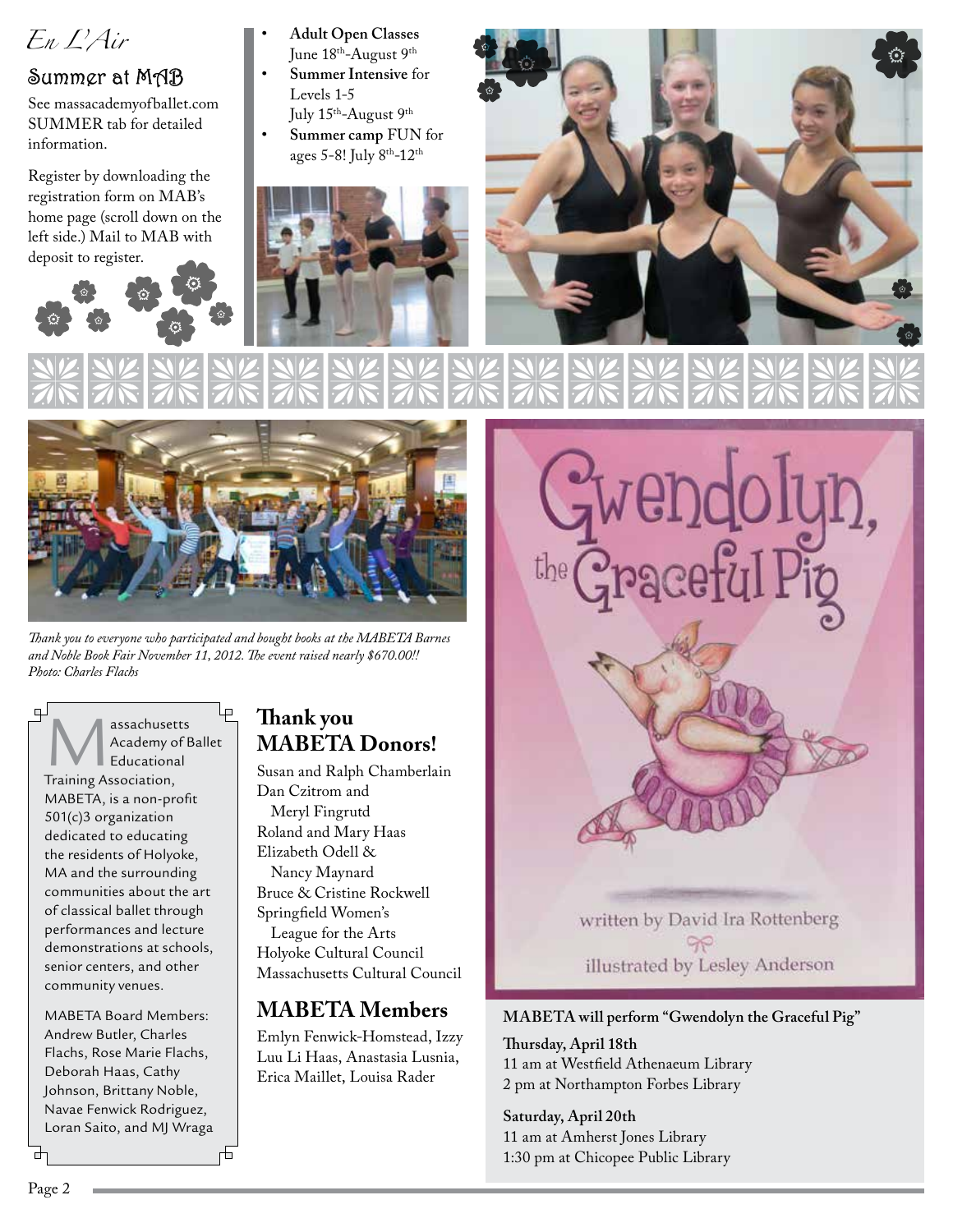*En L'Air*

## Summer at MAB

See massacademyofballet.com SUMMER tab for detailed information.

Register by downloading the registration form on MAB's home page (scroll down on the left side.) Mail to MAB with deposit to register.

- **Adult Open Classes** June 18th-August 9th
- **Summer Intensive** for Levels 1-5 July 15th-August 9th
- **Summer camp** FUN for ages 5-8! July 8th-12th

*Thank you to everyone who participated and bought books at the MABETA Barnes and Noble Book Fair November 11, 2012. The event raised nearly $670.00!! Photo: Charles Flachs*

Massachusetts Academy of Ballet Educational Training Association, MABETA, is a non-profit 501(c)3 organization dedicated to educating the residents of Holyoke, MA and the surrounding communities about the art of classical ballet through performances and lecture demonstrations at schools, senior centers, and other community venues.

MABETA Board Members: Andrew Butler, Charles Flachs, Rose Marie Flachs, Deborah Haas, Cathy Johnson, Brittany Noble, Navae Fenwick Rodriguez, Loran Saito, and MJ Wraga

## Thank you MABETA Donors!

Susan and Ralph Chamberlain
Dan Czitrom and Meryl Fingrutd
Roland and Mary Haas
Elizabeth Odell & Nancy Maynard
Bruce & Cristine Rockwell
Springfield Women's League for the Arts
Holyoke Cultural Council
Massachusetts Cultural Council

## MABETA Members

Emlyn Fenwick-Homstead, Izzy Luu Li Haas, Anastasia Lusnia, Erica Maillet, Louisa Rader

Gwendolyn, the Graceful Pig
written by David Ira Rottenberg
illustrated by Lesley Anderson

**MABETA will perform "Gwendolyn the Graceful Pig"**

**Thursday, April 18th**
11 am at Westfield Athenaeum Library
2 pm at Northampton Forbes Library

**Saturday, April 20th**
11 am at Amherst Jones Library
1:30 pm at Chicopee Public Library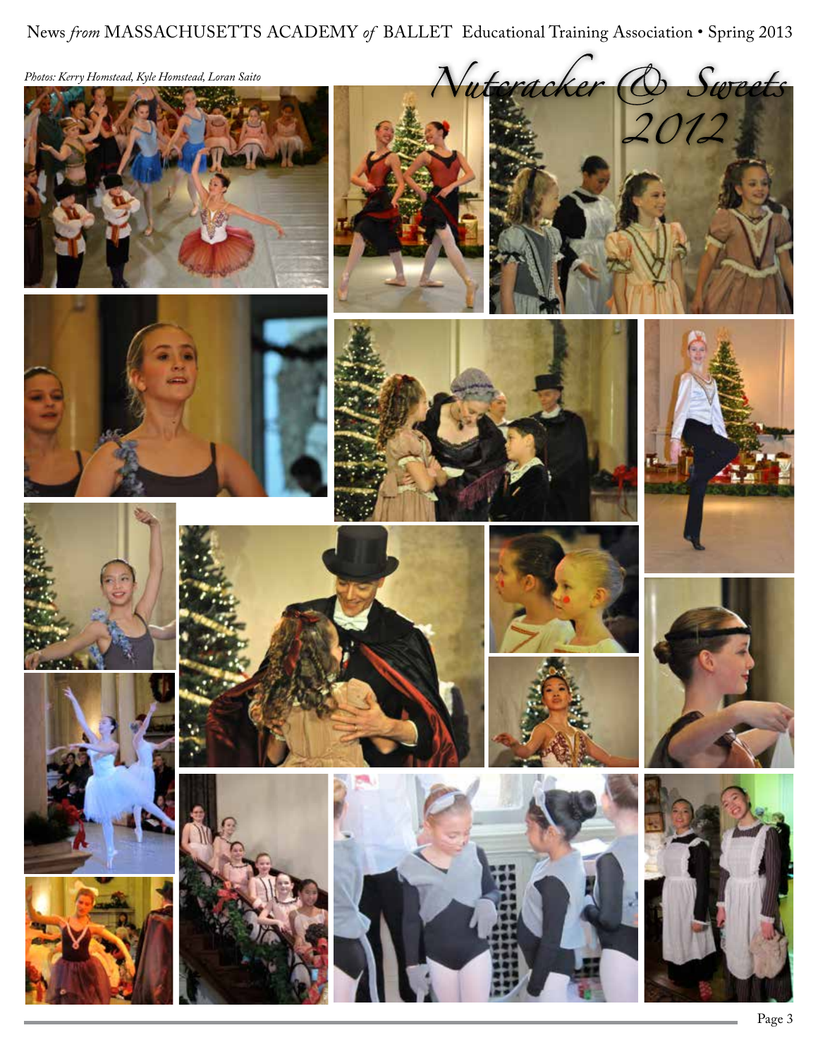*Photos: Kerry Homstead, Kyle Homstead, Loran Saito*

# *Nutcracker & Sweets 2012*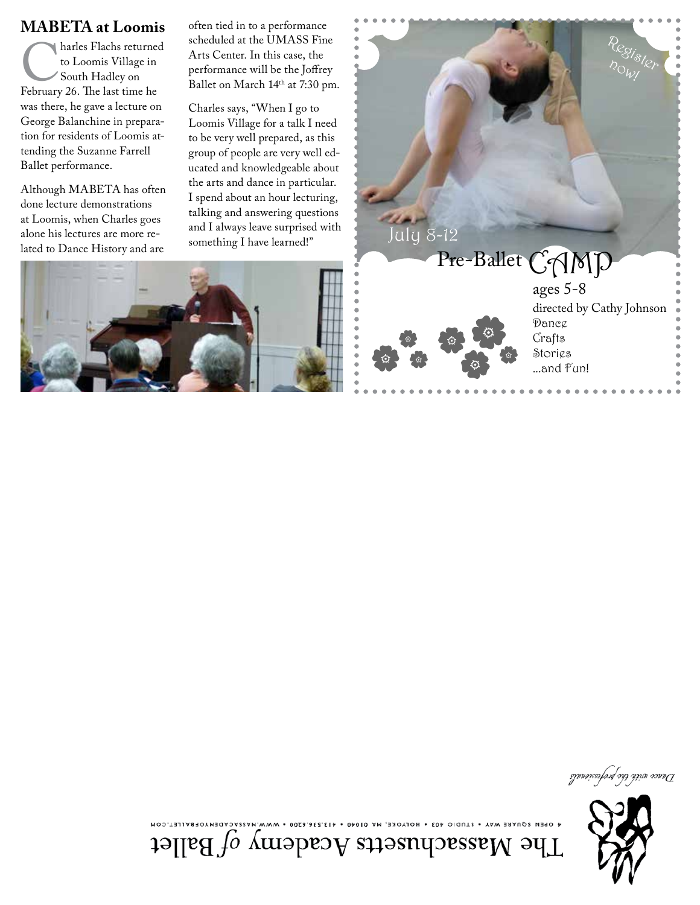## MABETA at Loomis

Charles Flachs returned to Loomis Village in South Hadley on February 26. The last time he was there, he gave a lecture on George Balanchine in preparation for residents of Loomis attending the Suzanne Farrell Ballet performance.

Although MABETA has often done lecture demonstrations at Loomis, when Charles goes alone his lectures are more related to Dance History and are often tied in to a performance scheduled at the UMASS Fine Arts Center. In this case, the performance will be the Joffrey Ballet on March 14th at 7:30 pm.

Charles says, "When I go to Loomis Village for a talk I need to be very well prepared, as this group of people are very well educated and knowledgeable about the arts and dance in particular. I spend about an hour lecturing, talking and answering questions and I always leave surprised with something I have learned!"

Register now!

July 8-12

Pre-Ballet CAMP

ages 5-8

directed by Cathy Johnson

Dance
Crafts
Stories
...and Fun!

The Massachusetts Academy *of* Ballet

4 OPEN SQUARE WAY • STUDIO 403 • HOLYOKE, MA 01040 • 413.536.6200 • WWW.MASSACADEMYOFBALLET.COM

*Dance with the professionals*